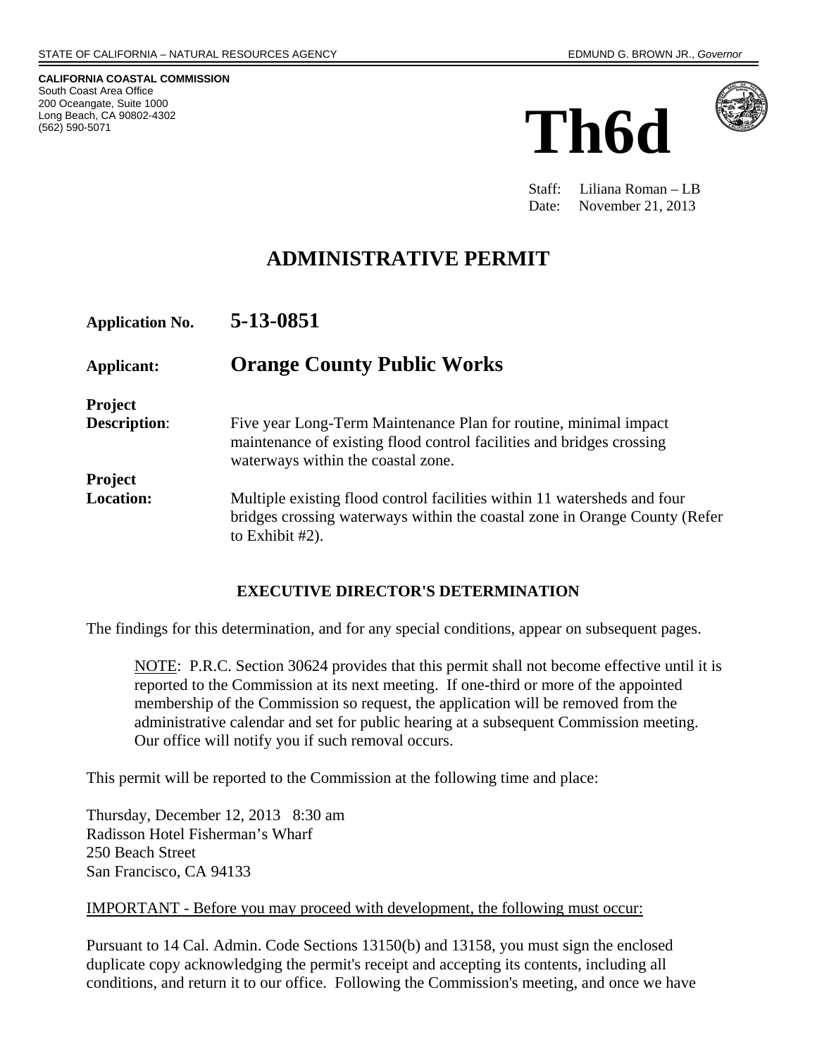STATE OF CALIFORNIA – NATURAL RESOURCES AGENCY

EDMUND G. BROWN JR., *Governor*

**CALIFORNIA COASTAL COMMISSION**
South Coast Area Office
200 Oceangate, Suite 1000
Long Beach, CA 90802-4302
(562) 590-5071

# Th6d

Staff: Liliana Roman – LB
Date: November 21, 2013

## ADMINISTRATIVE PERMIT

**Application No.** **5-13-0851**

**Applicant:** **Orange County Public Works**

**Project Description**: Five year Long-Term Maintenance Plan for routine, minimal impact maintenance of existing flood control facilities and bridges crossing waterways within the coastal zone.

**Project Location:** Multiple existing flood control facilities within 11 watersheds and four bridges crossing waterways within the coastal zone in Orange County (Refer to Exhibit #2).

### EXECUTIVE DIRECTOR'S DETERMINATION

The findings for this determination, and for any special conditions, appear on subsequent pages.

> NOTE: P.R.C. Section 30624 provides that this permit shall not become effective until it is reported to the Commission at its next meeting. If one-third or more of the appointed membership of the Commission so request, the application will be removed from the administrative calendar and set for public hearing at a subsequent Commission meeting. Our office will notify you if such removal occurs.

This permit will be reported to the Commission at the following time and place:

Thursday, December 12, 2013 8:30 am
Radisson Hotel Fisherman's Wharf
250 Beach Street
San Francisco, CA 94133

IMPORTANT - Before you may proceed with development, the following must occur:

Pursuant to 14 Cal. Admin. Code Sections 13150(b) and 13158, you must sign the enclosed duplicate copy acknowledging the permit's receipt and accepting its contents, including all conditions, and return it to our office. Following the Commission's meeting, and once we have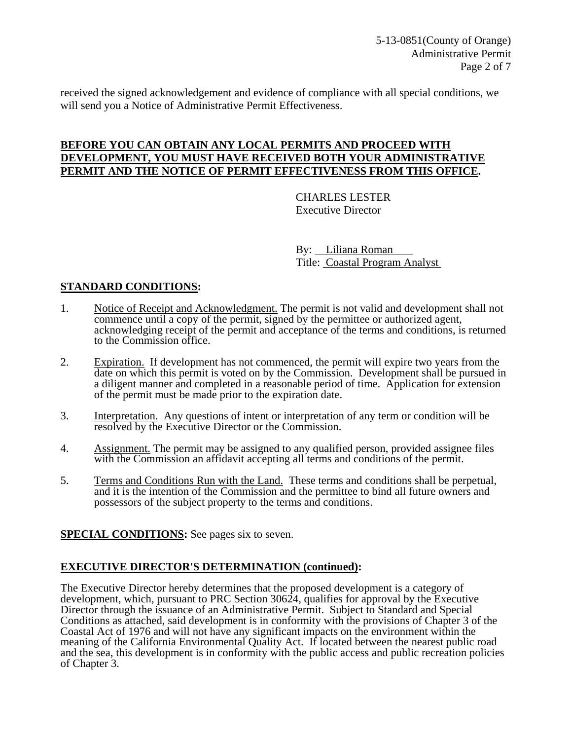received the signed acknowledgement and evidence of compliance with all special conditions, we will send you a Notice of Administrative Permit Effectiveness.

**BEFORE YOU CAN OBTAIN ANY LOCAL PERMITS AND PROCEED WITH DEVELOPMENT, YOU MUST HAVE RECEIVED BOTH YOUR ADMINISTRATIVE PERMIT AND THE NOTICE OF PERMIT EFFECTIVENESS FROM THIS OFFICE.**

CHARLES LESTER
Executive Director

By: Liliana Roman
Title: Coastal Program Analyst

## STANDARD CONDITIONS:

1. Notice of Receipt and Acknowledgment. The permit is not valid and development shall not commence until a copy of the permit, signed by the permittee or authorized agent, acknowledging receipt of the permit and acceptance of the terms and conditions, is returned to the Commission office.

2. Expiration. If development has not commenced, the permit will expire two years from the date on which this permit is voted on by the Commission. Development shall be pursued in a diligent manner and completed in a reasonable period of time. Application for extension of the permit must be made prior to the expiration date.

3. Interpretation. Any questions of intent or interpretation of any term or condition will be resolved by the Executive Director or the Commission.

4. Assignment. The permit may be assigned to any qualified person, provided assignee files with the Commission an affidavit accepting all terms and conditions of the permit.

5. Terms and Conditions Run with the Land. These terms and conditions shall be perpetual, and it is the intention of the Commission and the permittee to bind all future owners and possessors of the subject property to the terms and conditions.

**SPECIAL CONDITIONS:** See pages six to seven.

## EXECUTIVE DIRECTOR'S DETERMINATION (continued):

The Executive Director hereby determines that the proposed development is a category of development, which, pursuant to PRC Section 30624, qualifies for approval by the Executive Director through the issuance of an Administrative Permit. Subject to Standard and Special Conditions as attached, said development is in conformity with the provisions of Chapter 3 of the Coastal Act of 1976 and will not have any significant impacts on the environment within the meaning of the California Environmental Quality Act. If located between the nearest public road and the sea, this development is in conformity with the public access and public recreation policies of Chapter 3.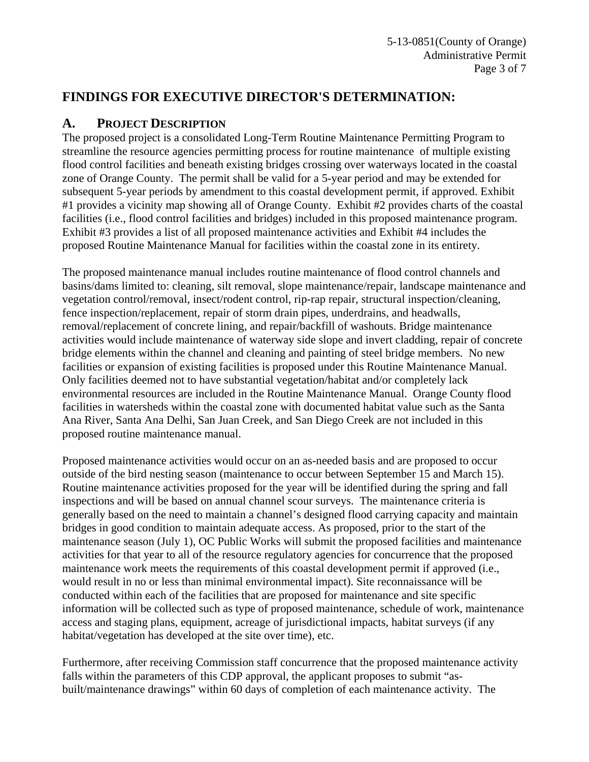## FINDINGS FOR EXECUTIVE DIRECTOR'S DETERMINATION:

### A. PROJECT DESCRIPTION

The proposed project is a consolidated Long-Term Routine Maintenance Permitting Program to streamline the resource agencies permitting process for routine maintenance of multiple existing flood control facilities and beneath existing bridges crossing over waterways located in the coastal zone of Orange County. The permit shall be valid for a 5-year period and may be extended for subsequent 5-year periods by amendment to this coastal development permit, if approved. Exhibit #1 provides a vicinity map showing all of Orange County. Exhibit #2 provides charts of the coastal facilities (i.e., flood control facilities and bridges) included in this proposed maintenance program. Exhibit #3 provides a list of all proposed maintenance activities and Exhibit #4 includes the proposed Routine Maintenance Manual for facilities within the coastal zone in its entirety.

The proposed maintenance manual includes routine maintenance of flood control channels and basins/dams limited to: cleaning, silt removal, slope maintenance/repair, landscape maintenance and vegetation control/removal, insect/rodent control, rip-rap repair, structural inspection/cleaning, fence inspection/replacement, repair of storm drain pipes, underdrains, and headwalls, removal/replacement of concrete lining, and repair/backfill of washouts. Bridge maintenance activities would include maintenance of waterway side slope and invert cladding, repair of concrete bridge elements within the channel and cleaning and painting of steel bridge members. No new facilities or expansion of existing facilities is proposed under this Routine Maintenance Manual. Only facilities deemed not to have substantial vegetation/habitat and/or completely lack environmental resources are included in the Routine Maintenance Manual. Orange County flood facilities in watersheds within the coastal zone with documented habitat value such as the Santa Ana River, Santa Ana Delhi, San Juan Creek, and San Diego Creek are not included in this proposed routine maintenance manual.

Proposed maintenance activities would occur on an as-needed basis and are proposed to occur outside of the bird nesting season (maintenance to occur between September 15 and March 15). Routine maintenance activities proposed for the year will be identified during the spring and fall inspections and will be based on annual channel scour surveys. The maintenance criteria is generally based on the need to maintain a channel's designed flood carrying capacity and maintain bridges in good condition to maintain adequate access. As proposed, prior to the start of the maintenance season (July 1), OC Public Works will submit the proposed facilities and maintenance activities for that year to all of the resource regulatory agencies for concurrence that the proposed maintenance work meets the requirements of this coastal development permit if approved (i.e., would result in no or less than minimal environmental impact). Site reconnaissance will be conducted within each of the facilities that are proposed for maintenance and site specific information will be collected such as type of proposed maintenance, schedule of work, maintenance access and staging plans, equipment, acreage of jurisdictional impacts, habitat surveys (if any habitat/vegetation has developed at the site over time), etc.

Furthermore, after receiving Commission staff concurrence that the proposed maintenance activity falls within the parameters of this CDP approval, the applicant proposes to submit "as-built/maintenance drawings" within 60 days of completion of each maintenance activity. The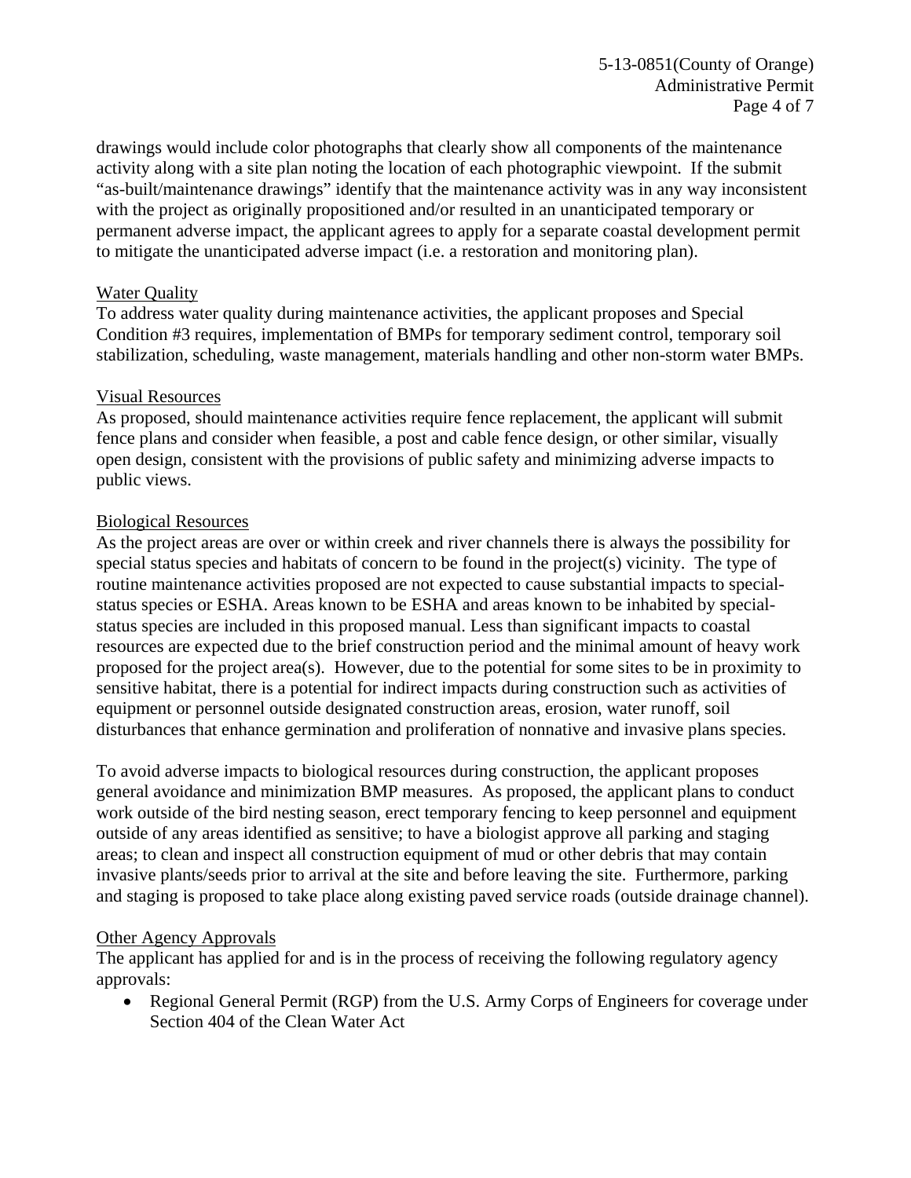drawings would include color photographs that clearly show all components of the maintenance activity along with a site plan noting the location of each photographic viewpoint. If the submit "as-built/maintenance drawings" identify that the maintenance activity was in any way inconsistent with the project as originally propositioned and/or resulted in an unanticipated temporary or permanent adverse impact, the applicant agrees to apply for a separate coastal development permit to mitigate the unanticipated adverse impact (i.e. a restoration and monitoring plan).

Water Quality

To address water quality during maintenance activities, the applicant proposes and Special Condition #3 requires, implementation of BMPs for temporary sediment control, temporary soil stabilization, scheduling, waste management, materials handling and other non-storm water BMPs.

Visual Resources

As proposed, should maintenance activities require fence replacement, the applicant will submit fence plans and consider when feasible, a post and cable fence design, or other similar, visually open design, consistent with the provisions of public safety and minimizing adverse impacts to public views.

Biological Resources

As the project areas are over or within creek and river channels there is always the possibility for special status species and habitats of concern to be found in the project(s) vicinity. The type of routine maintenance activities proposed are not expected to cause substantial impacts to special-status species or ESHA. Areas known to be ESHA and areas known to be inhabited by special-status species are included in this proposed manual. Less than significant impacts to coastal resources are expected due to the brief construction period and the minimal amount of heavy work proposed for the project area(s). However, due to the potential for some sites to be in proximity to sensitive habitat, there is a potential for indirect impacts during construction such as activities of equipment or personnel outside designated construction areas, erosion, water runoff, soil disturbances that enhance germination and proliferation of nonnative and invasive plans species.

To avoid adverse impacts to biological resources during construction, the applicant proposes general avoidance and minimization BMP measures. As proposed, the applicant plans to conduct work outside of the bird nesting season, erect temporary fencing to keep personnel and equipment outside of any areas identified as sensitive; to have a biologist approve all parking and staging areas; to clean and inspect all construction equipment of mud or other debris that may contain invasive plants/seeds prior to arrival at the site and before leaving the site. Furthermore, parking and staging is proposed to take place along existing paved service roads (outside drainage channel).

Other Agency Approvals

The applicant has applied for and is in the process of receiving the following regulatory agency approvals:

- Regional General Permit (RGP) from the U.S. Army Corps of Engineers for coverage under Section 404 of the Clean Water Act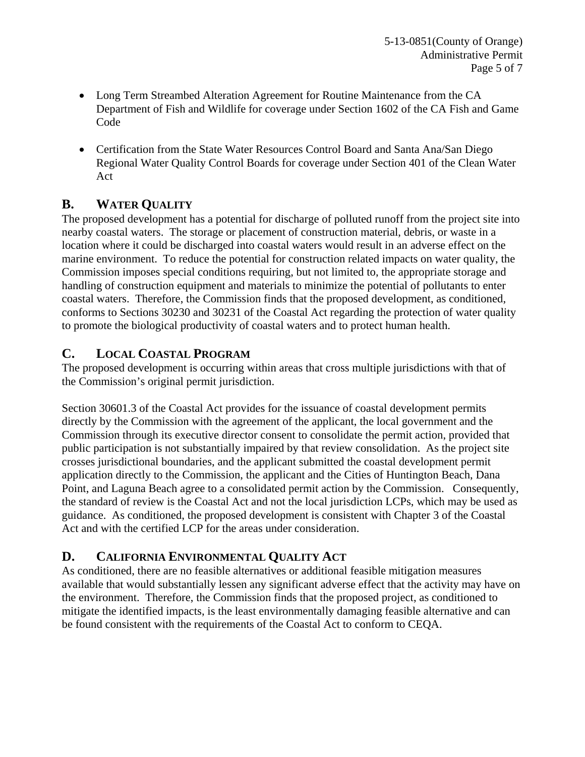- Long Term Streambed Alteration Agreement for Routine Maintenance from the CA Department of Fish and Wildlife for coverage under Section 1602 of the CA Fish and Game Code

- Certification from the State Water Resources Control Board and Santa Ana/San Diego Regional Water Quality Control Boards for coverage under Section 401 of the Clean Water Act

## B. WATER QUALITY

The proposed development has a potential for discharge of polluted runoff from the project site into nearby coastal waters. The storage or placement of construction material, debris, or waste in a location where it could be discharged into coastal waters would result in an adverse effect on the marine environment. To reduce the potential for construction related impacts on water quality, the Commission imposes special conditions requiring, but not limited to, the appropriate storage and handling of construction equipment and materials to minimize the potential of pollutants to enter coastal waters. Therefore, the Commission finds that the proposed development, as conditioned, conforms to Sections 30230 and 30231 of the Coastal Act regarding the protection of water quality to promote the biological productivity of coastal waters and to protect human health.

## C. LOCAL COASTAL PROGRAM

The proposed development is occurring within areas that cross multiple jurisdictions with that of the Commission's original permit jurisdiction.

Section 30601.3 of the Coastal Act provides for the issuance of coastal development permits directly by the Commission with the agreement of the applicant, the local government and the Commission through its executive director consent to consolidate the permit action, provided that public participation is not substantially impaired by that review consolidation. As the project site crosses jurisdictional boundaries, and the applicant submitted the coastal development permit application directly to the Commission, the applicant and the Cities of Huntington Beach, Dana Point, and Laguna Beach agree to a consolidated permit action by the Commission. Consequently, the standard of review is the Coastal Act and not the local jurisdiction LCPs, which may be used as guidance. As conditioned, the proposed development is consistent with Chapter 3 of the Coastal Act and with the certified LCP for the areas under consideration.

## D. CALIFORNIA ENVIRONMENTAL QUALITY ACT

As conditioned, there are no feasible alternatives or additional feasible mitigation measures available that would substantially lessen any significant adverse effect that the activity may have on the environment. Therefore, the Commission finds that the proposed project, as conditioned to mitigate the identified impacts, is the least environmentally damaging feasible alternative and can be found consistent with the requirements of the Coastal Act to conform to CEQA.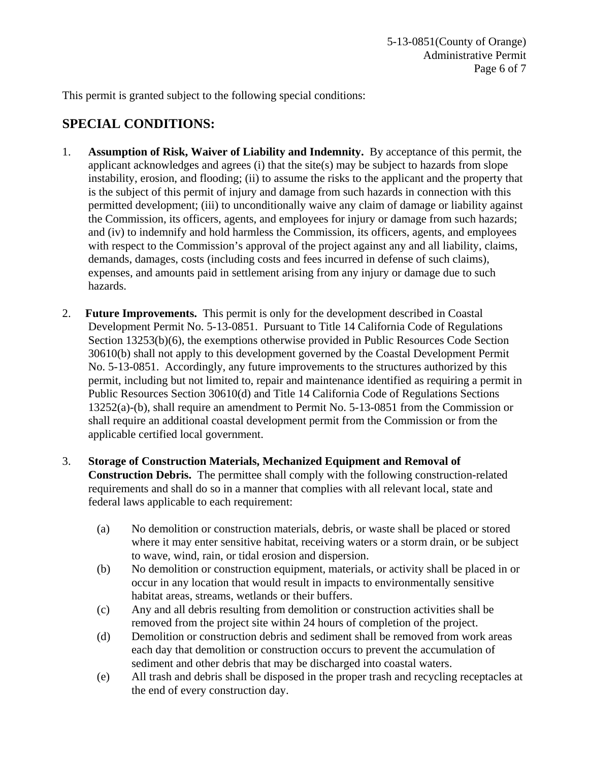This permit is granted subject to the following special conditions:

## SPECIAL CONDITIONS:

1. **Assumption of Risk, Waiver of Liability and Indemnity.** By acceptance of this permit, the applicant acknowledges and agrees (i) that the site(s) may be subject to hazards from slope instability, erosion, and flooding; (ii) to assume the risks to the applicant and the property that is the subject of this permit of injury and damage from such hazards in connection with this permitted development; (iii) to unconditionally waive any claim of damage or liability against the Commission, its officers, agents, and employees for injury or damage from such hazards; and (iv) to indemnify and hold harmless the Commission, its officers, agents, and employees with respect to the Commission's approval of the project against any and all liability, claims, demands, damages, costs (including costs and fees incurred in defense of such claims), expenses, and amounts paid in settlement arising from any injury or damage due to such hazards.

2. **Future Improvements.** This permit is only for the development described in Coastal Development Permit No. 5-13-0851. Pursuant to Title 14 California Code of Regulations Section 13253(b)(6), the exemptions otherwise provided in Public Resources Code Section 30610(b) shall not apply to this development governed by the Coastal Development Permit No. 5-13-0851. Accordingly, any future improvements to the structures authorized by this permit, including but not limited to, repair and maintenance identified as requiring a permit in Public Resources Section 30610(d) and Title 14 California Code of Regulations Sections 13252(a)-(b), shall require an amendment to Permit No. 5-13-0851 from the Commission or shall require an additional coastal development permit from the Commission or from the applicable certified local government.

3. **Storage of Construction Materials, Mechanized Equipment and Removal of Construction Debris.** The permittee shall comply with the following construction-related requirements and shall do so in a manner that complies with all relevant local, state and federal laws applicable to each requirement:

   (a) No demolition or construction materials, debris, or waste shall be placed or stored where it may enter sensitive habitat, receiving waters or a storm drain, or be subject to wave, wind, rain, or tidal erosion and dispersion.

   (b) No demolition or construction equipment, materials, or activity shall be placed in or occur in any location that would result in impacts to environmentally sensitive habitat areas, streams, wetlands or their buffers.

   (c) Any and all debris resulting from demolition or construction activities shall be removed from the project site within 24 hours of completion of the project.

   (d) Demolition or construction debris and sediment shall be removed from work areas each day that demolition or construction occurs to prevent the accumulation of sediment and other debris that may be discharged into coastal waters.

   (e) All trash and debris shall be disposed in the proper trash and recycling receptacles at the end of every construction day.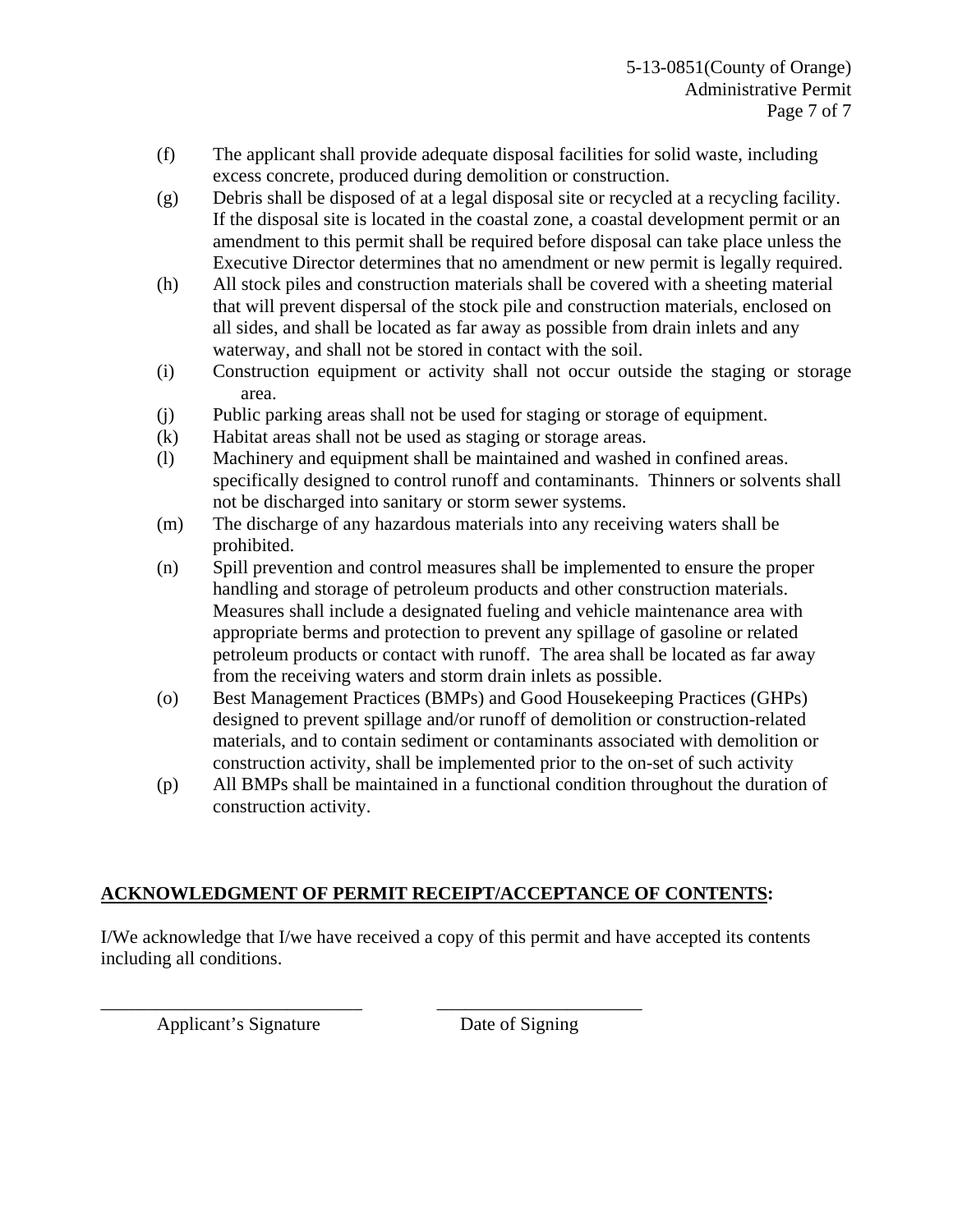(f) The applicant shall provide adequate disposal facilities for solid waste, including excess concrete, produced during demolition or construction.

(g) Debris shall be disposed of at a legal disposal site or recycled at a recycling facility. If the disposal site is located in the coastal zone, a coastal development permit or an amendment to this permit shall be required before disposal can take place unless the Executive Director determines that no amendment or new permit is legally required.

(h) All stock piles and construction materials shall be covered with a sheeting material that will prevent dispersal of the stock pile and construction materials, enclosed on all sides, and shall be located as far away as possible from drain inlets and any waterway, and shall not be stored in contact with the soil.

(i) Construction equipment or activity shall not occur outside the staging or storage area.

(j) Public parking areas shall not be used for staging or storage of equipment.

(k) Habitat areas shall not be used as staging or storage areas.

(l) Machinery and equipment shall be maintained and washed in confined areas. specifically designed to control runoff and contaminants. Thinners or solvents shall not be discharged into sanitary or storm sewer systems.

(m) The discharge of any hazardous materials into any receiving waters shall be prohibited.

(n) Spill prevention and control measures shall be implemented to ensure the proper handling and storage of petroleum products and other construction materials. Measures shall include a designated fueling and vehicle maintenance area with appropriate berms and protection to prevent any spillage of gasoline or related petroleum products or contact with runoff. The area shall be located as far away from the receiving waters and storm drain inlets as possible.

(o) Best Management Practices (BMPs) and Good Housekeeping Practices (GHPs) designed to prevent spillage and/or runoff of demolition or construction-related materials, and to contain sediment or contaminants associated with demolition or construction activity, shall be implemented prior to the on-set of such activity

(p) All BMPs shall be maintained in a functional condition throughout the duration of construction activity.

**ACKNOWLEDGMENT OF PERMIT RECEIPT/ACCEPTANCE OF CONTENTS:**

I/We acknowledge that I/we have received a copy of this permit and have accepted its contents including all conditions.

_____________________________ &nbsp;&nbsp;&nbsp;&nbsp; ______________________

Applicant's Signature &nbsp;&nbsp;&nbsp;&nbsp; Date of Signing